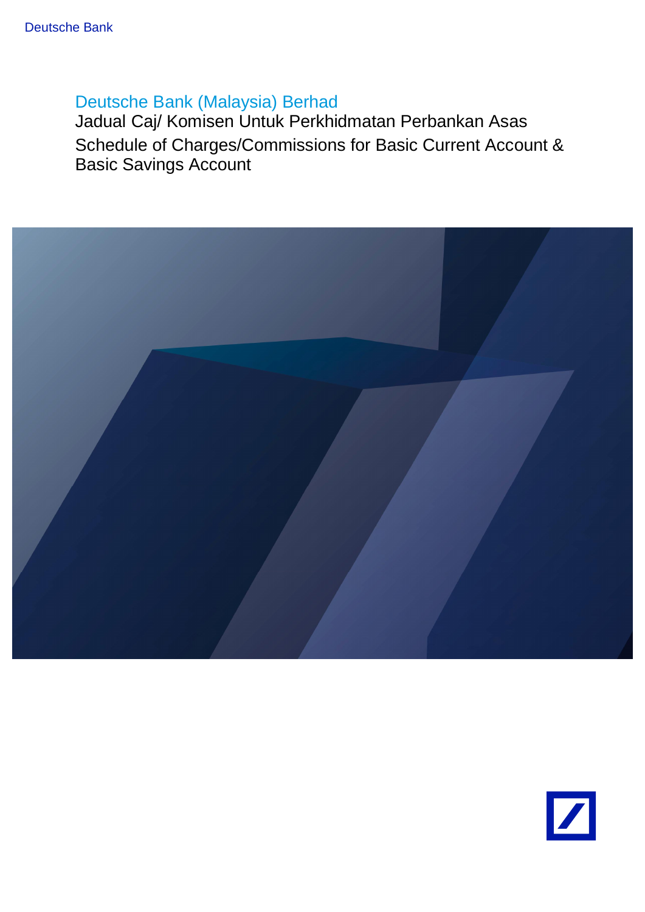Deutsche Bank

# Deutsche Bank (Malaysia) Berhad

Jadual Caj/ Komisen Untuk Perkhidmatan Perbankan Asas

Schedule of Charges/Commissions for Basic Current Account & Basic Savings Account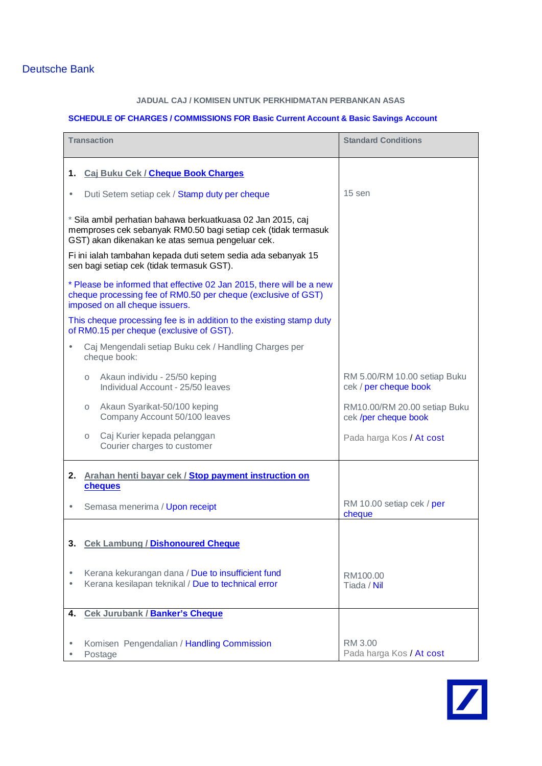Deutsche Bank

JADUAL CAJ / KOMISEN UNTUK PERKHIDMATAN PERBANKAN ASAS

**SCHEDULE OF CHARGES / COMMISSIONS FOR Basic Current Account & Basic Savings Account**

| Transaction | Standard Conditions |
|---|---|
| **1. Caj Buku Cek / Cheque Book Charges** | |
| • Duti Setem setiap cek / Stamp duty per cheque | 15 sen |
| * Sila ambil perhatian bahawa berkuatkuasa 02 Jan 2015, caj memproses cek sebanyak RM0.50 bagi setiap cek (tidak termasuk GST) akan dikenakan ke atas semua pengeluar cek. Fi ini ialah tambahan kepada duti setem sedia ada sebanyak 15 sen bagi setiap cek (tidak termasuk GST). | |
| * Please be informed that effective 02 Jan 2015, there will be a new cheque processing fee of RM0.50 per cheque (exclusive of GST) imposed on all cheque issuers. This cheque processing fee is in addition to the existing stamp duty of RM0.15 per cheque (exclusive of GST). | |
| • Caj Mengendali setiap Buku cek / Handling Charges per cheque book: | |
| o Akaun individu - 25/50 keping Individual Account - 25/50 leaves | RM 5.00/RM 10.00 setiap Buku cek / per cheque book |
| o Akaun Syarikat-50/100 keping Company Account 50/100 leaves | RM10.00/RM 20.00 setiap Buku cek /per cheque book |
| o Caj Kurier kepada pelanggan Courier charges to customer | Pada harga Kos / At cost |
| **2. Arahan henti bayar cek / Stop payment instruction on cheques** | |
| • Semasa menerima / Upon receipt | RM 10.00 setiap cek / per cheque |
| **3. Cek Lambung / Dishonoured Cheque** | |
| • Kerana kekurangan dana / Due to insufficient fund | RM100.00 |
| • Kerana kesilapan teknikal / Due to technical error | Tiada / Nil |
| **4. Cek Jurubank / Banker's Cheque** | |
| • Komisen Pengendalian / Handling Commission | RM 3.00 |
| • Postage | Pada harga Kos / At cost |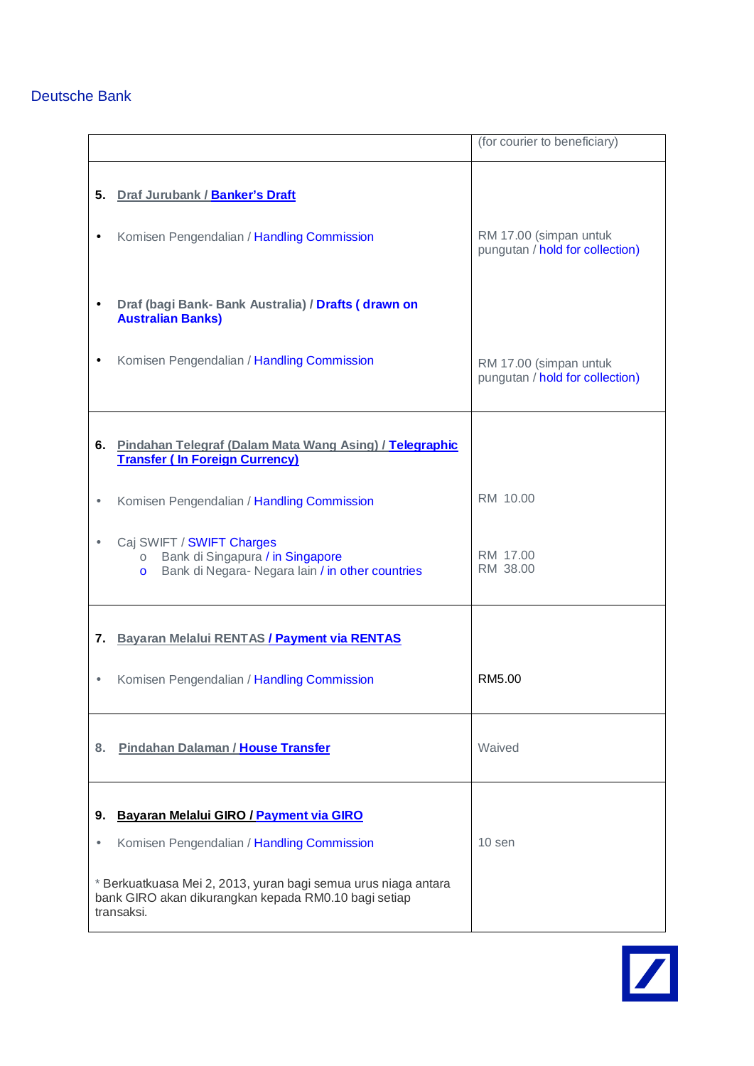Deutsche Bank

| | |
|---|---|
| | (for courier to beneficiary) |
| **5. Draf Jurubank / Banker's Draft** | |
| • Komisen Pengendalian / Handling Commission | RM 17.00 (simpan untuk pungutan / hold for collection) |
| • **Draf (bagi Bank- Bank Australia) / Drafts ( drawn on Australian Banks)** | |
| • Komisen Pengendalian / Handling Commission | RM 17.00 (simpan untuk pungutan / hold for collection) |
| **6. Pindahan Telegraf (Dalam Mata Wang Asing) / Telegraphic Transfer ( In Foreign Currency)** | |
| • Komisen Pengendalian / Handling Commission | RM 10.00 |
| • Caj SWIFT / SWIFT Charges<br>o Bank di Singapura / in Singapore<br>o Bank di Negara- Negara lain / in other countries | <br>RM 17.00<br>RM 38.00 |
| **7. Bayaran Melalui RENTAS / Payment via RENTAS** | |
| • Komisen Pengendalian / Handling Commission | RM5.00 |
| **8. Pindahan Dalaman / House Transfer** | Waived |
| **9. Bayaran Melalui GIRO / Payment via GIRO** | |
| • Komisen Pengendalian / Handling Commission<br><br>* Berkuatkuasa Mei 2, 2013, yuran bagi semua urus niaga antara bank GIRO akan dikurangkan kepada RM0.10 bagi setiap transaksi. | 10 sen |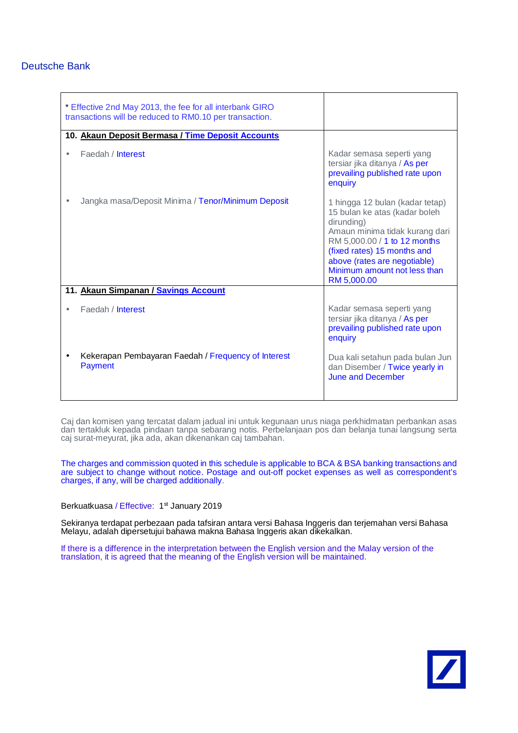Deutsche Bank

| | |
|---|---|
| * Effective 2nd May 2013, the fee for all interbank GIRO transactions will be reduced to RM0.10 per transaction. | |
| **10. Akaun Deposit Bermasa / Time Deposit Accounts** | |
| • Faedah / Interest | Kadar semasa seperti yang tersiar jika ditanya / As per prevailing published rate upon enquiry |
| • Jangka masa/Deposit Minima / Tenor/Minimum Deposit | 1 hingga 12 bulan (kadar tetap) 15 bulan ke atas (kadar boleh dirunding) Amaun minima tidak kurang dari RM 5,000.00 / 1 to 12 months (fixed rates) 15 months and above (rates are negotiable) Minimum amount not less than RM 5,000.00 |
| **11. Akaun Simpanan / Savings Account** | |
| • Faedah / Interest | Kadar semasa seperti yang tersiar jika ditanya / As per prevailing published rate upon enquiry |
| • Kekerapan Pembayaran Faedah / Frequency of Interest Payment | Dua kali setahun pada bulan Jun dan Disember / Twice yearly in June and December |

Caj dan komisen yang tercatat dalam jadual ini untuk kegunaan urus niaga perkhidmatan perbankan asas dan tertakluk kepada pindaan tanpa sebarang notis. Perbelanjaan pos dan belanja tunai langsung serta caj surat-meyurat, jika ada, akan dikenankan caj tambahan.

The charges and commission quoted in this schedule is applicable to BCA & BSA banking transactions and are subject to change without notice. Postage and out-off pocket expenses as well as correspondent's charges, if any, will be charged additionally.

Berkuatkuasa / Effective: 1st January 2019

Sekiranya terdapat perbezaan pada tafsiran antara versi Bahasa Inggeris dan terjemahan versi Bahasa Melayu, adalah dipersetujui bahawa makna Bahasa Inggeris akan dikekalkan.

If there is a difference in the interpretation between the English version and the Malay version of the translation, it is agreed that the meaning of the English version will be maintained.